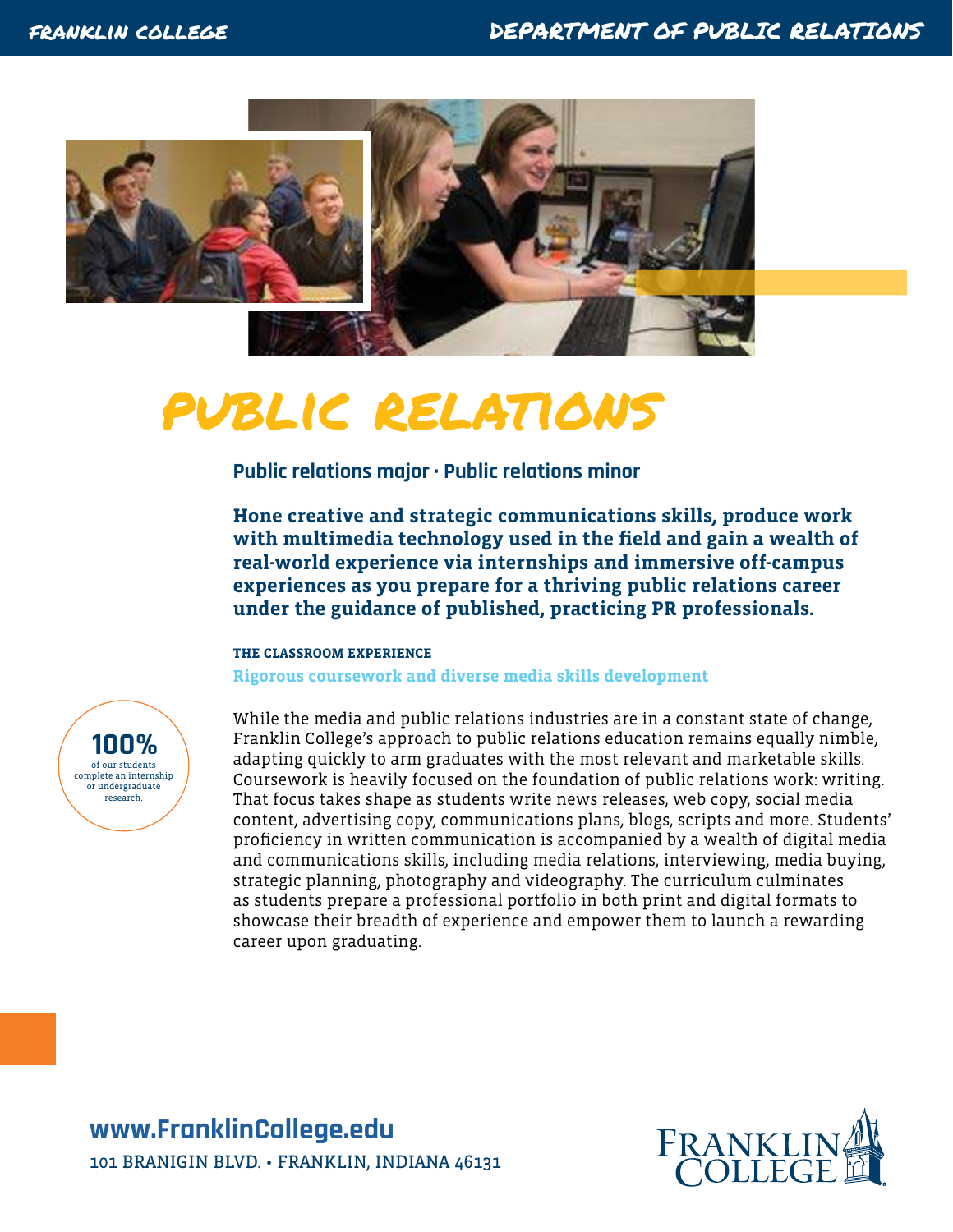# PUBLIC RELATIONS

**Public relations major · Public relations minor**

**Hone creative and strategic communications skills, produce work with multimedia technology used in the field and gain a wealth of real-world experience via internships and immersive off-campus experiences as you prepare for a thriving public relations career under the guidance of published, practicing PR professionals.**

**100%** of our students complete an internship or undergraduate research.

### THE CLASSROOM EXPERIENCE

**Rigorous coursework and diverse media skills development**

While the media and public relations industries are in a constant state of change, Franklin College's approach to public relations education remains equally nimble, adapting quickly to arm graduates with the most relevant and marketable skills. Coursework is heavily focused on the foundation of public relations work: writing. That focus takes shape as students write news releases, web copy, social media content, advertising copy, communications plans, blogs, scripts and more. Students' proficiency in written communication is accompanied by a wealth of digital media and communications skills, including media relations, interviewing, media buying, strategic planning, photography and videography. The curriculum culminates as students prepare a professional portfolio in both print and digital formats to showcase their breadth of experience and empower them to launch a rewarding career upon graduating.

**www.FranklinCollege.edu**

101 BRANIGIN BLVD. • FRANKLIN, INDIANA 46131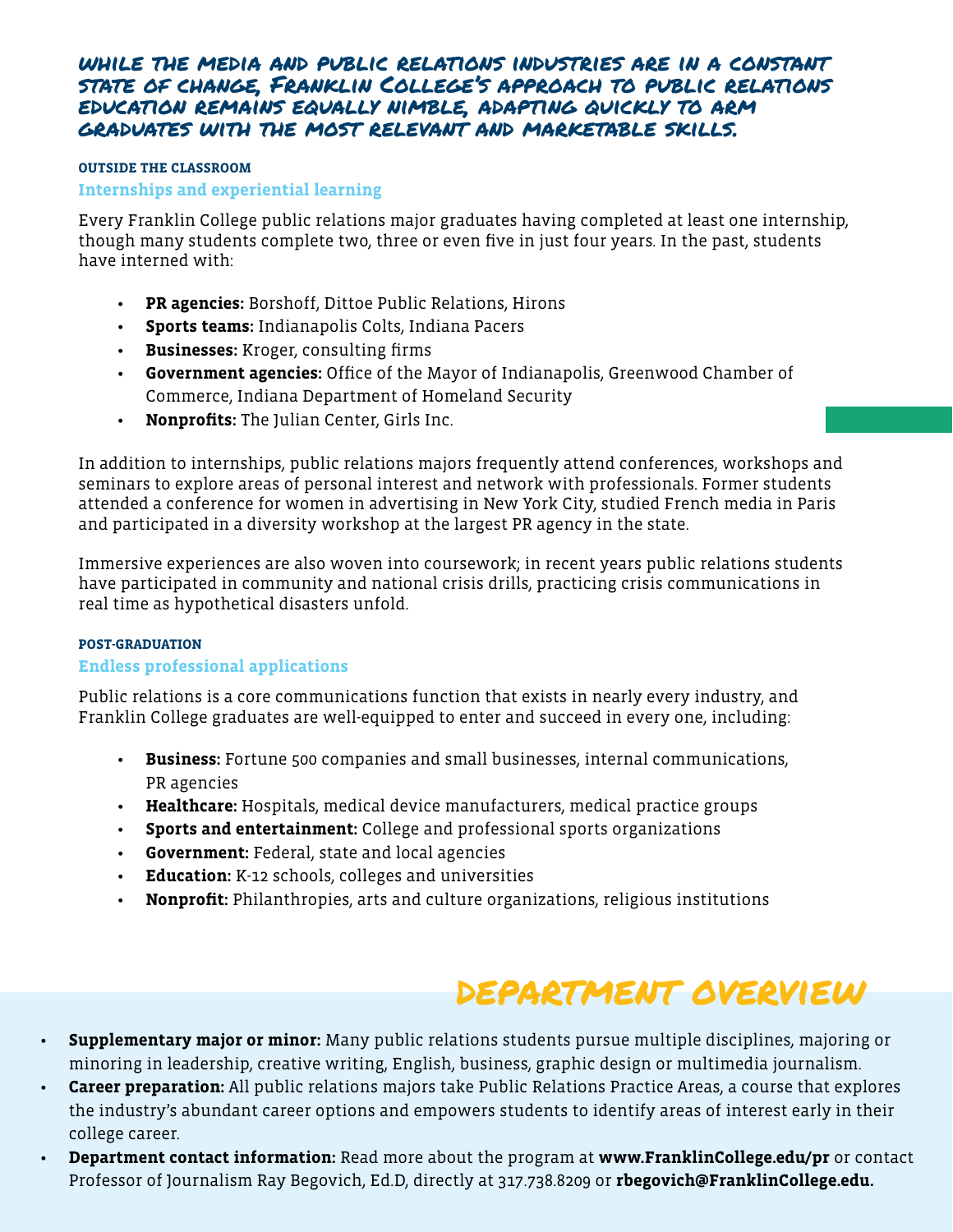## WHILE THE MEDIA AND PUBLIC RELATIONS INDUSTRIES ARE IN A CONSTANT STATE OF CHANGE, FRANKLIN COLLEGE'S APPROACH TO PUBLIC RELATIONS EDUCATION REMAINS EQUALLY NIMBLE, ADAPTING QUICKLY TO ARM GRADUATES WITH THE MOST RELEVANT AND MARKETABLE SKILLS.

**OUTSIDE THE CLASSROOM**

### Internships and experiential learning

Every Franklin College public relations major graduates having completed at least one internship, though many students complete two, three or even five in just four years. In the past, students have interned with:

- **PR agencies:** Borshoff, Dittoe Public Relations, Hirons
- **Sports teams:** Indianapolis Colts, Indiana Pacers
- **Businesses:** Kroger, consulting firms
- **Government agencies:** Office of the Mayor of Indianapolis, Greenwood Chamber of Commerce, Indiana Department of Homeland Security
- **Nonprofits:** The Julian Center, Girls Inc.

In addition to internships, public relations majors frequently attend conferences, workshops and seminars to explore areas of personal interest and network with professionals. Former students attended a conference for women in advertising in New York City, studied French media in Paris and participated in a diversity workshop at the largest PR agency in the state.

Immersive experiences are also woven into coursework; in recent years public relations students have participated in community and national crisis drills, practicing crisis communications in real time as hypothetical disasters unfold.

**POST-GRADUATION**

### Endless professional applications

Public relations is a core communications function that exists in nearly every industry, and Franklin College graduates are well-equipped to enter and succeed in every one, including:

- **Business:** Fortune 500 companies and small businesses, internal communications, PR agencies
- **Healthcare:** Hospitals, medical device manufacturers, medical practice groups
- **Sports and entertainment:** College and professional sports organizations
- **Government:** Federal, state and local agencies
- **Education:** K-12 schools, colleges and universities
- **Nonprofit:** Philanthropies, arts and culture organizations, religious institutions

## DEPARTMENT OVERVIEW

- **Supplementary major or minor:** Many public relations students pursue multiple disciplines, majoring or minoring in leadership, creative writing, English, business, graphic design or multimedia journalism.
- **Career preparation:** All public relations majors take Public Relations Practice Areas, a course that explores the industry's abundant career options and empowers students to identify areas of interest early in their college career.
- **Department contact information:** Read more about the program at **www.FranklinCollege.edu/pr** or contact Professor of Journalism Ray Begovich, Ed.D, directly at 317.738.8209 or **rbegovich@FranklinCollege.edu.**